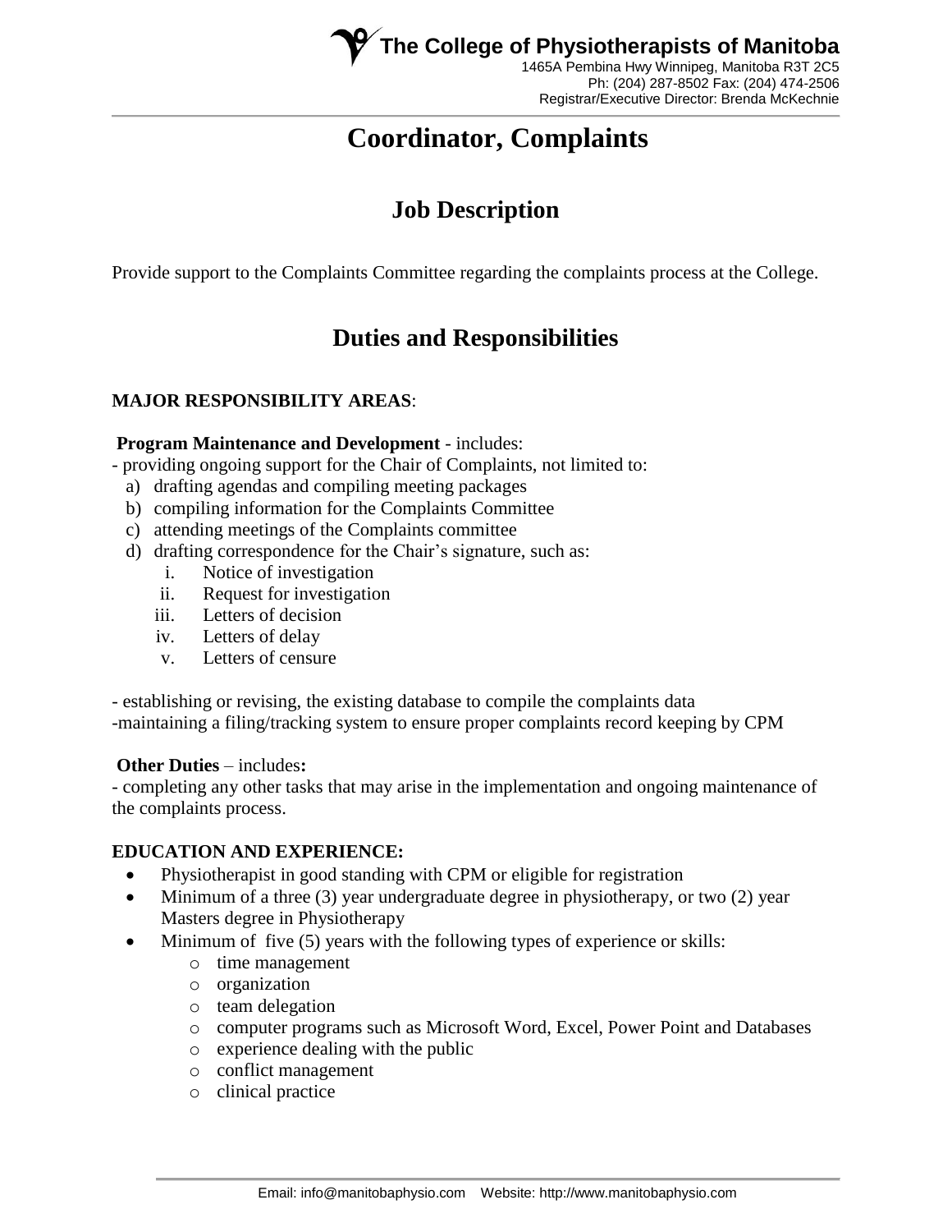**The College of Physiotherapists of Manitoba**
1465A Pembina Hwy Winnipeg, Manitoba R3T 2C5
Ph: (204) 287-8502 Fax: (204) 474-2506
Registrar/Executive Director: Brenda McKechnie

# Coordinator, Complaints

## Job Description

Provide support to the Complaints Committee regarding the complaints process at the College.

## Duties and Responsibilities

**MAJOR RESPONSIBILITY AREAS**:

**Program Maintenance and Development** - includes:

- providing ongoing support for the Chair of Complaints, not limited to:
  a) drafting agendas and compiling meeting packages
  b) compiling information for the Complaints Committee
  c) attending meetings of the Complaints committee
  d) drafting correspondence for the Chair's signature, such as:
     i. Notice of investigation
     ii. Request for investigation
     iii. Letters of decision
     iv. Letters of delay
     v. Letters of censure

- establishing or revising, the existing database to compile the complaints data
- maintaining a filing/tracking system to ensure proper complaints record keeping by CPM

**Other Duties** – includes**:**

- completing any other tasks that may arise in the implementation and ongoing maintenance of the complaints process.

**EDUCATION AND EXPERIENCE:**

- Physiotherapist in good standing with CPM or eligible for registration
- Minimum of a three (3) year undergraduate degree in physiotherapy, or two (2) year Masters degree in Physiotherapy
- Minimum of five (5) years with the following types of experience or skills:
  - time management
  - organization
  - team delegation
  - computer programs such as Microsoft Word, Excel, Power Point and Databases
  - experience dealing with the public
  - conflict management
  - clinical practice

Email: info@manitobaphysio.com Website: http://www.manitobaphysio.com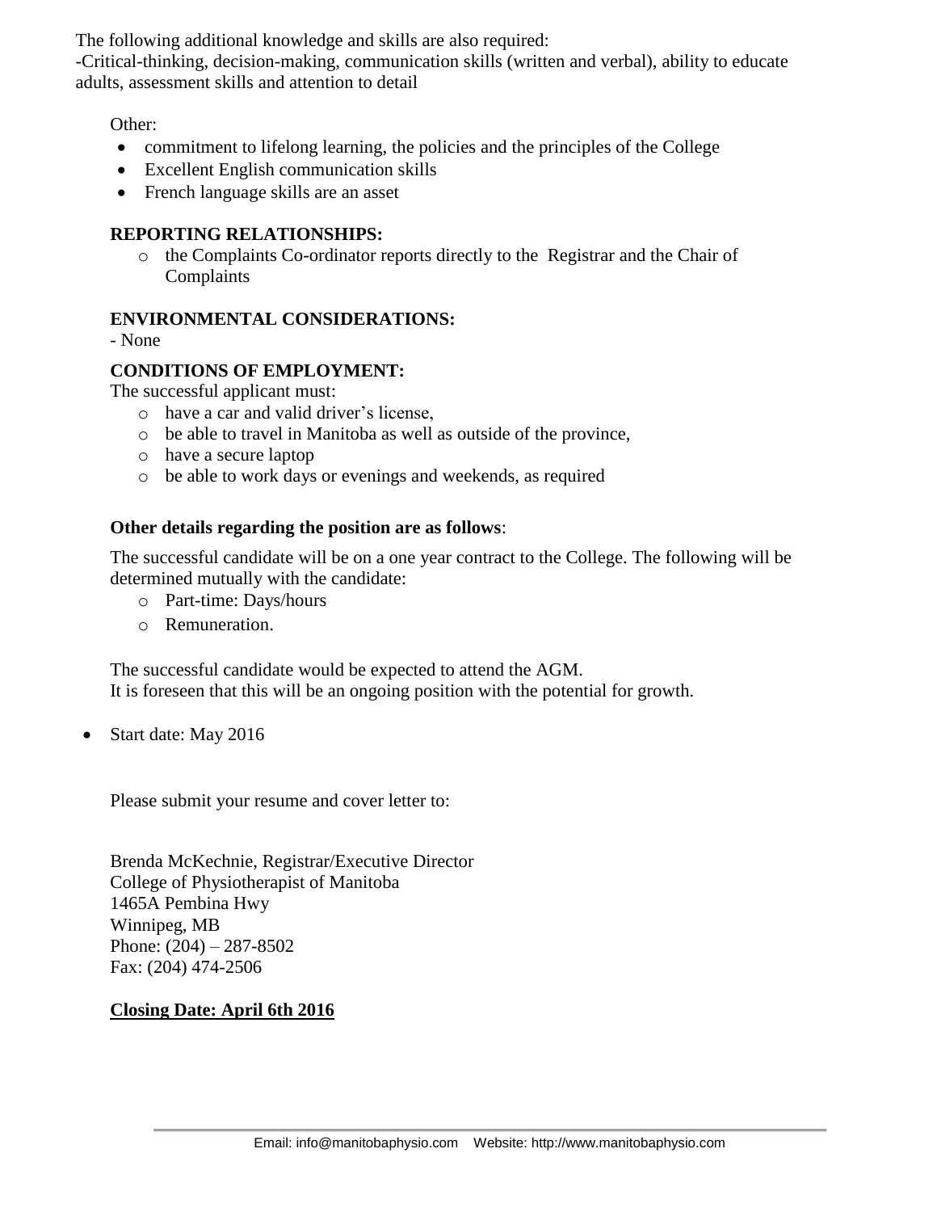The following additional knowledge and skills are also required:
-Critical-thinking, decision-making, communication skills (written and verbal), ability to educate adults, assessment skills and attention to detail

Other:

- commitment to lifelong learning, the policies and the principles of the College
- Excellent English communication skills
- French language skills are an asset

**REPORTING RELATIONSHIPS:**

- the Complaints Co-ordinator reports directly to the Registrar and the Chair of Complaints

**ENVIRONMENTAL CONSIDERATIONS:**

- None

**CONDITIONS OF EMPLOYMENT:**

The successful applicant must:

- have a car and valid driver's license,
- be able to travel in Manitoba as well as outside of the province,
- have a secure laptop
- be able to work days or evenings and weekends, as required

**Other details regarding the position are as follows**:

The successful candidate will be on a one year contract to the College. The following will be determined mutually with the candidate:

- Part-time: Days/hours
- Remuneration.

The successful candidate would be expected to attend the AGM.
It is foreseen that this will be an ongoing position with the potential for growth.

- Start date: May 2016

Please submit your resume and cover letter to:

Brenda McKechnie, Registrar/Executive Director
College of Physiotherapist of Manitoba
1465A Pembina Hwy
Winnipeg, MB
Phone: (204) – 287-8502
Fax: (204) 474-2506

**Closing Date: April 6th 2016**

Email: info@manitobaphysio.com Website: http://www.manitobaphysio.com